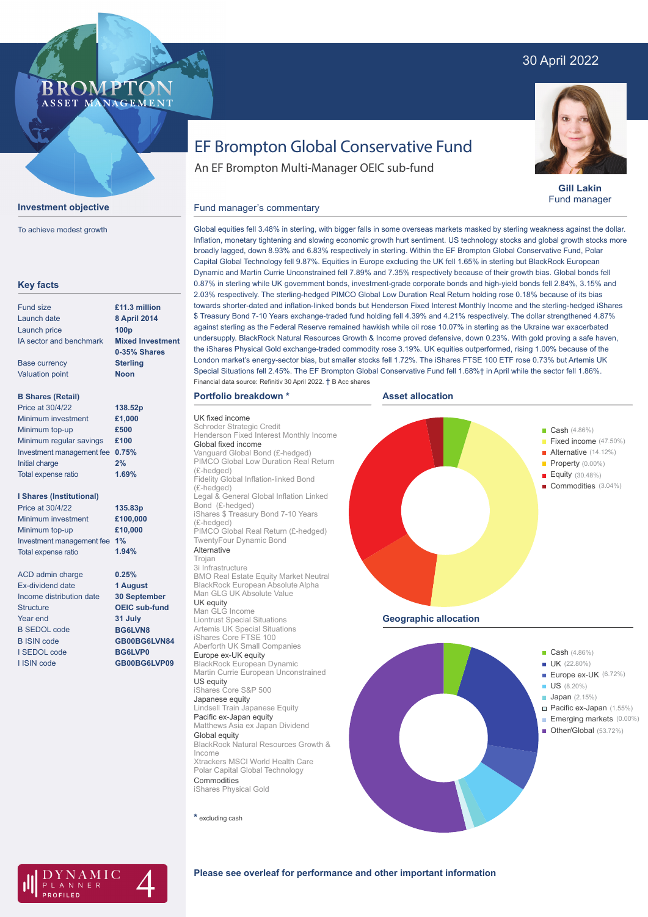30 April 2022

# EF Brompton Global Conservative Fund

An EF Brompton Multi-Manager OEIC sub-fund

**Gill Lakin**
Fund manager

## Investment objective

To achieve modest growth

## Key facts

| | |
|---|---|
| Fund size | **£11.3 million** |
| Launch date | **8 April 2014** |
| Launch price | **100p** |
| IA sector and benchmark | **Mixed Investment 0-35% Shares** |
| Base currency | **Sterling** |
| Valuation point | **Noon** |

**B Shares (Retail)**

| | |
|---|---|
| Price at 30/4/22 | **138.52p** |
| Minimum investment | **£1,000** |
| Minimum top-up | **£500** |
| Minimum regular savings | **£100** |
| Investment management fee | **0.75%** |
| Initial charge | **2%** |
| Total expense ratio | **1.69%** |

**I Shares (Institutional)**

| | |
|---|---|
| Price at 30/4/22 | **135.83p** |
| Minimum investment | **£100,000** |
| Minimum top-up | **£10,000** |
| Investment management fee | **1%** |
| Total expense ratio | **1.94%** |

| | |
|---|---|
| ACD admin charge | **0.25%** |
| Ex-dividend date | **1 August** |
| Income distribution date | **30 September** |
| Structure | **OEIC sub-fund** |
| Year end | **31 July** |
| B SEDOL code | **BG6LVN8** |
| B ISIN code | **GB00BG6LVN84** |
| I SEDOL code | **BG6LVP0** |
| I ISIN code | **GB00BG6LVP09** |

## Fund manager's commentary

Global equities fell 3.48% in sterling, with bigger falls in some overseas markets masked by sterling weakness against the dollar. Inflation, monetary tightening and slowing economic growth hurt sentiment. US technology stocks and global growth stocks more broadly lagged, down 8.93% and 6.83% respectively in sterling. Within the EF Brompton Global Conservative Fund, Polar Capital Global Technology fell 9.87%. Equities in Europe excluding the UK fell 1.65% in sterling but BlackRock European Dynamic and Martin Currie Unconstrained fell 7.89% and 7.35% respectively because of their growth bias. Global bonds fell 0.87% in sterling while UK government bonds, investment-grade corporate bonds and high-yield bonds fell 2.84%, 3.15% and 2.03% respectively. The sterling-hedged PIMCO Global Low Duration Real Return holding rose 0.18% because of its bias towards shorter-dated and inflation-linked bonds but Henderson Fixed Interest Monthly Income and the sterling-hedged iShares $ Treasury Bond 7-10 Years exchange-traded fund holding fell 4.39% and 4.21% respectively. The dollar strengthened 4.87% against sterling as the Federal Reserve remained hawkish while oil rose 10.07% in sterling as the Ukraine war exacerbated undersupply. BlackRock Natural Resources Growth & Income proved defensive, down 0.23%. With gold proving a safe haven, the iShares Physical Gold exchange-traded commodity rose 3.19%. UK equities outperformed, rising 1.00% because of the London market's energy-sector bias, but smaller stocks fell 1.72%. The iShares FTSE 100 ETF rose 0.73% but Artemis UK Special Situations fell 2.45%. The EF Brompton Global Conservative Fund fell 1.68%† in April while the sector fell 1.86%.

Financial data source: Refinitiv 30 April 2022. † B Acc shares

## Portfolio breakdown *

UK fixed income
- Schroder Strategic Credit
- Henderson Fixed Interest Monthly Income

Global fixed income
- Vanguard Global Bond (£-hedged)
- PIMCO Global Low Duration Real Return (£-hedged)
- Fidelity Global Inflation-linked Bond (£-hedged)
- Legal & General Global Inflation Linked Bond (£-hedged)
- iShares $ Treasury Bond 7-10 Years (£-hedged)
- PIMCO Global Real Return (£-hedged)
- TwentyFour Dynamic Bond

Alternative
- Trojan
- 3i Infrastructure
- BMO Real Estate Equity Market Neutral
- BlackRock European Absolute Alpha
- Man GLG UK Absolute Value

UK equity
- Man GLG Income
- Liontrust Special Situations
- Artemis UK Special Situations
- iShares Core FTSE 100
- Aberforth UK Small Companies

Europe ex-UK equity
- BlackRock European Dynamic
- Martin Currie European Unconstrained

US equity
- iShares Core S&P 500

Japanese equity
- Lindsell Train Japanese Equity

Pacific ex-Japan equity
- Matthews Asia ex Japan Dividend

Global equity
- BlackRock Natural Resources Growth & Income
- Xtrackers MSCI World Health Care
- Polar Capital Global Technology

Commodities
- iShares Physical Gold

\* excluding cash

## Asset allocation

- Cash (4.86%)
- Fixed income (47.50%)
- Alternative (14.12%)
- Property (0.00%)
- Equity (30.48%)
- Commodities (3.04%)

## Geographic allocation

- Cash (4.86%)
- UK (22.80%)
- Europe ex-UK (6.72%)
- US (8.20%)
- Japan (2.15%)
- Pacific ex-Japan (1.55%)
- Emerging markets (0.00%)
- Other/Global (53.72%)

**Please see overleaf for performance and other important information**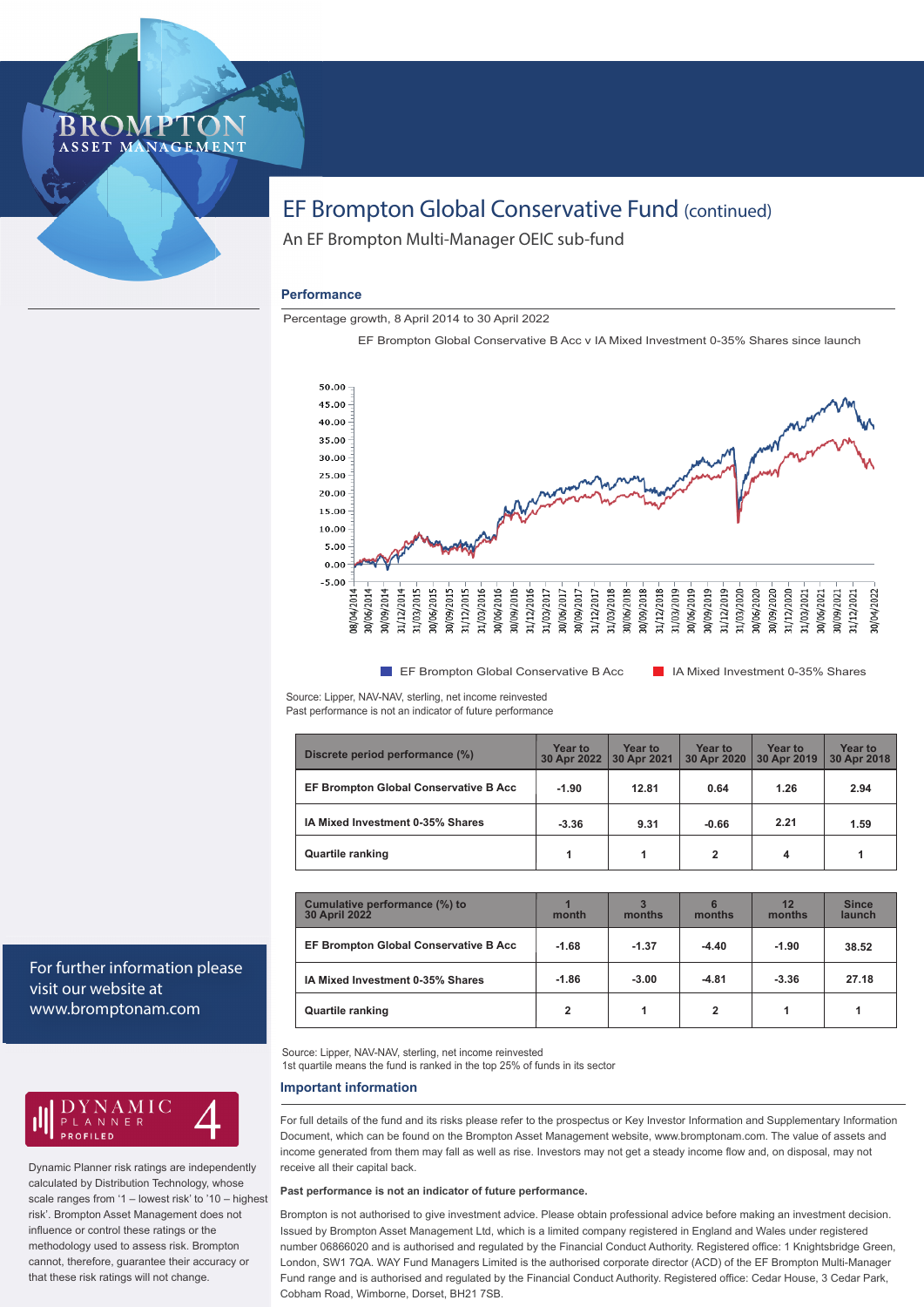BROMPTON
ASSET MANAGEMENT

# EF Brompton Global Conservative Fund (continued)

An EF Brompton Multi-Manager OEIC sub-fund

## Performance

Percentage growth, 8 April 2014 to 30 April 2022

EF Brompton Global Conservative B Acc v IA Mixed Investment 0-35% Shares since launch

50.00
45.00
40.00
35.00
30.00
25.00
20.00
15.00
10.00
5.00
0.00
-5.00

08/04/2014, 30/06/2014, 30/09/2014, 31/12/2014, 31/03/2015, 30/06/2015, 30/09/2015, 31/12/2015, 31/03/2016, 30/06/2016, 30/09/2016, 31/12/2016, 31/03/2017, 30/06/2017, 30/09/2017, 31/12/2017, 31/03/2018, 30/06/2018, 30/09/2018, 31/12/2018, 31/03/2019, 30/06/2019, 30/09/2019, 31/12/2019, 31/03/2020, 30/06/2020, 30/09/2020, 31/12/2020, 31/03/2021, 30/06/2021, 30/09/2021, 31/12/2021, 30/04/2022

EF Brompton Global Conservative B Acc
IA Mixed Investment 0-35% Shares

Source: Lipper, NAV-NAV, sterling, net income reinvested
Past performance is not an indicator of future performance

| Discrete period performance (%) | Year to 30 Apr 2022 | Year to 30 Apr 2021 | Year to 30 Apr 2020 | Year to 30 Apr 2019 | Year to 30 Apr 2018 |
|---|---|---|---|---|---|
| **EF Brompton Global Conservative B Acc** | -1.90 | 12.81 | 0.64 | 1.26 | 2.94 |
| **IA Mixed Investment 0-35% Shares** | -3.36 | 9.31 | -0.66 | 2.21 | 1.59 |
| **Quartile ranking** | 1 | 1 | 2 | 4 | 1 |

| Cumulative performance (%) to 30 April 2022 | 1 month | 3 months | 6 months | 12 months | Since launch |
|---|---|---|---|---|---|
| **EF Brompton Global Conservative B Acc** | -1.68 | -1.37 | -4.40 | -1.90 | 38.52 |
| **IA Mixed Investment 0-35% Shares** | -1.86 | -3.00 | -4.81 | -3.36 | 27.18 |
| **Quartile ranking** | 2 | 1 | 2 | 1 | 1 |

Source: Lipper, NAV-NAV, sterling, net income reinvested
1st quartile means the fund is ranked in the top 25% of funds in its sector

## Important information

For full details of the fund and its risks please refer to the prospectus or Key Investor Information and Supplementary Information Document, which can be found on the Brompton Asset Management website, www.bromptonam.com. The value of assets and income generated from them may fall as well as rise. Investors may not get a steady income flow and, on disposal, may not receive all their capital back.

**Past performance is not an indicator of future performance.**

Brompton is not authorised to give investment advice. Please obtain professional advice before making an investment decision. Issued by Brompton Asset Management Ltd, which is a limited company registered in England and Wales under registered number 06866020 and is authorised and regulated by the Financial Conduct Authority. Registered office: 1 Knightsbridge Green, London, SW1 7QA. WAY Fund Managers Limited is the authorised corporate director (ACD) of the EF Brompton Multi-Manager Fund range and is authorised and regulated by the Financial Conduct Authority. Registered office: Cedar House, 3 Cedar Park, Cobham Road, Wimborne, Dorset, BH21 7SB.

For further information please visit our website at www.bromptonam.com

DYNAMIC PLANNER PROFILED 4

Dynamic Planner risk ratings are independently calculated by Distribution Technology, whose scale ranges from '1 – lowest risk' to '10 – highest risk'. Brompton Asset Management does not influence or control these ratings or the methodology used to assess risk. Brompton cannot, therefore, guarantee their accuracy or that these risk ratings will not change.